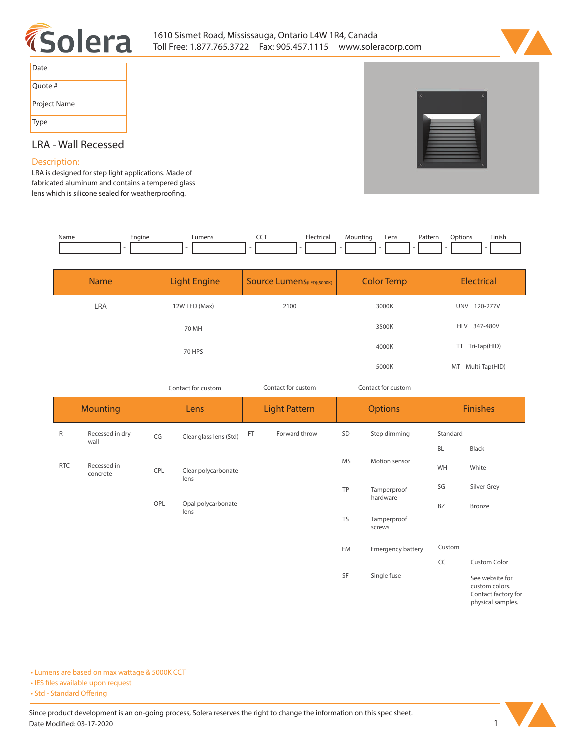Solera

1610 Sismet Road, Mississauga, Ontario L4W 1R4, Canada
Toll Free: 1.877.765.3722 Fax: 905.457.1115 www.soleracorp.com

| Date |
|---|
| Quote # |
| Project Name |
| Type |

## LRA - Wall Recessed

### Description:

LRA is designed for step light applications. Made of fabricated aluminum and contains a tempered glass lens which is silicone sealed for weatherproofing.

| Name | Engine | Lumens | CCT | Electrical | Mounting | Lens | Pattern | Options | Finish |
|---|---|---|---|---|---|---|---|---|---|
| | | | | | | | | | |

| Name | Light Engine | Source Lumens (LED)(5000K) | Color Temp | Electrical |
|---|---|---|---|---|
| LRA | 12W LED (Max) | 2100 | 3000K | UNV 120-277V |
| | 70 MH | | 3500K | HLV 347-480V |
| | 70 HPS | | 4000K | TT Tri-Tap(HID) |
| | | | 5000K | MT Multi-Tap(HID) |
| | Contact for custom | Contact for custom | Contact for custom | |

| Mounting | | Lens | | Light Pattern | | Options | | Finishes | |
|---|---|---|---|---|---|---|---|---|---|
| R | Recessed in dry wall | CG | Clear glass lens (Std) | FT | Forward throw | SD | Step dimming | Standard | |
| | | | | | | | | BL | Black |
| RTC | Recessed in concrete | CPL | Clear polycarbonate lens | | | MS | Motion sensor | WH | White |
| | | | | | | TP | Tamperproof hardware | SG | Silver Grey |
| | | OPL | Opal polycarbonate lens | | | | | BZ | Bronze |
| | | | | | | TS | Tamperproof screws | | |
| | | | | | | EM | Emergency battery | Custom | |
| | | | | | | | | CC | Custom Color |
| | | | | | | SF | Single fuse | | See website for custom colors. Contact factory for physical samples. |

- Lumens are based on max wattage & 5000K CCT
- IES files available upon request
- Std - Standard Offering

Since product development is an on-going process, Solera reserves the right to change the information on this spec sheet.
Date Modified: 03-17-2020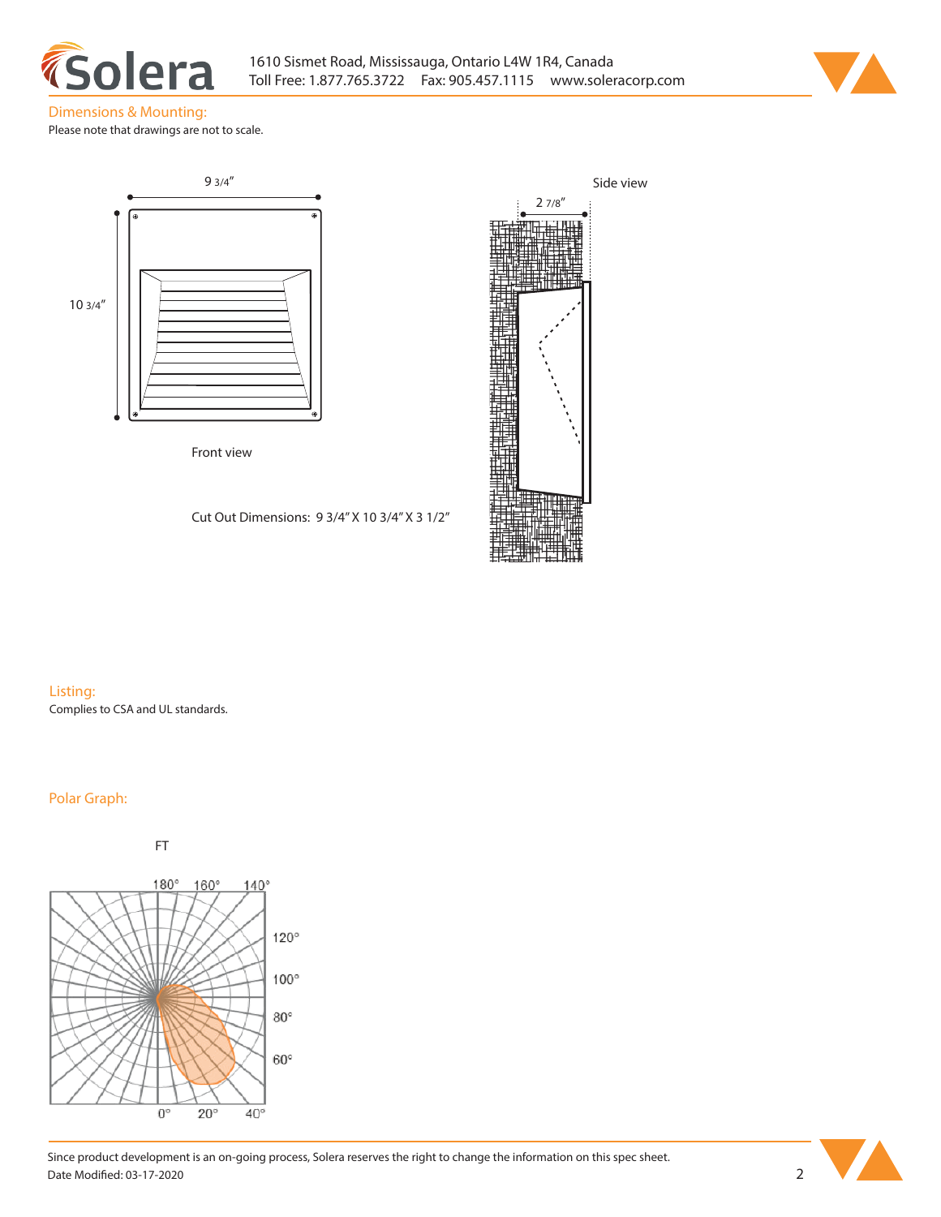Solera

1610 Sismet Road, Mississauga, Ontario L4W 1R4, Canada
Toll Free: 1.877.765.3722 Fax: 905.457.1115 www.soleracorp.com

## Dimensions & Mounting:

Please note that drawings are not to scale.

9 3/4"

10 3/4"

Front view

Cut Out Dimensions: 9 3/4" X 10 3/4" X 3 1/2"

Side view

2 7/8"

## Listing:

Complies to CSA and UL standards.

## Polar Graph:

FT

180° 160° 140°

120°

100°

80°

60°

0° 20° 40°

Since product development is an on-going process, Solera reserves the right to change the information on this spec sheet.
Date Modified: 03-17-2020